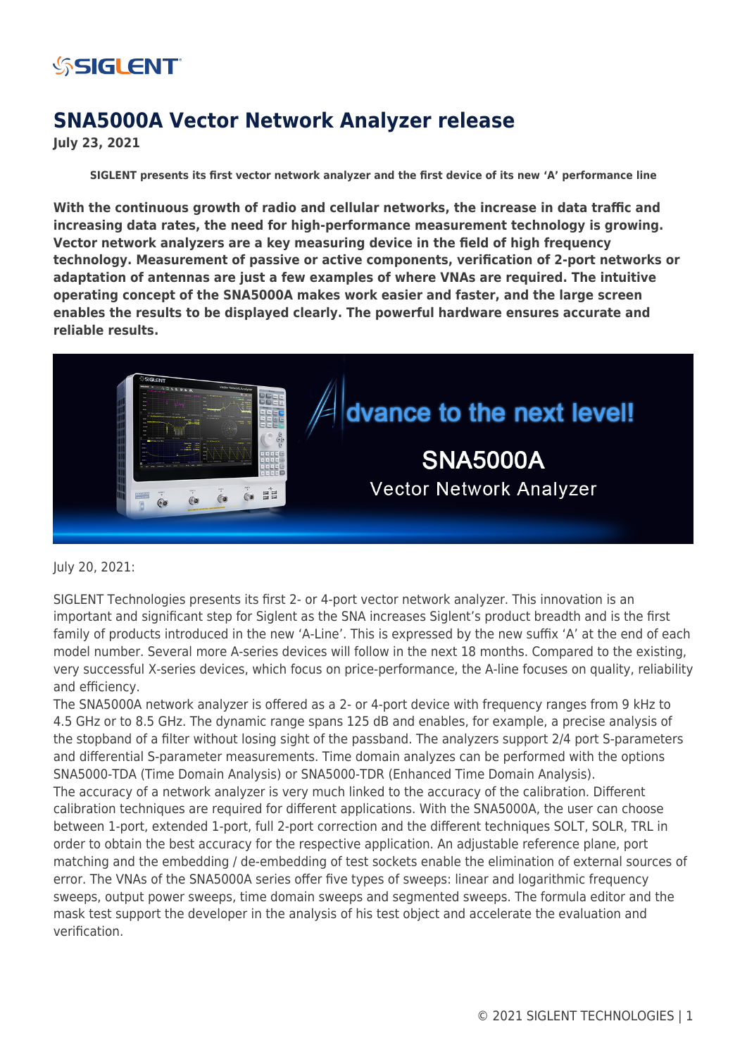# SNA5000A Vector Network Analyzer release

**July 23, 2021**

**SIGLENT presents its first vector network analyzer and the first device of its new 'A' performance line**

**With the continuous growth of radio and cellular networks, the increase in data traffic and increasing data rates, the need for high-performance measurement technology is growing. Vector network analyzers are a key measuring device in the field of high frequency technology. Measurement of passive or active components, verification of 2-port networks or adaptation of antennas are just a few examples of where VNAs are required. The intuitive operating concept of the SNA5000A makes work easier and faster, and the large screen enables the results to be displayed clearly. The powerful hardware ensures accurate and reliable results.**

July 20, 2021:

SIGLENT Technologies presents its first 2- or 4-port vector network analyzer. This innovation is an important and significant step for Siglent as the SNA increases Siglent's product breadth and is the first family of products introduced in the new 'A-Line'. This is expressed by the new suffix 'A' at the end of each model number. Several more A-series devices will follow in the next 18 months. Compared to the existing, very successful X-series devices, which focus on price-performance, the A-line focuses on quality, reliability and efficiency.

The SNA5000A network analyzer is offered as a 2- or 4-port device with frequency ranges from 9 kHz to 4.5 GHz or to 8.5 GHz. The dynamic range spans 125 dB and enables, for example, a precise analysis of the stopband of a filter without losing sight of the passband. The analyzers support 2/4 port S-parameters and differential S-parameter measurements. Time domain analyzes can be performed with the options SNA5000-TDA (Time Domain Analysis) or SNA5000-TDR (Enhanced Time Domain Analysis).

The accuracy of a network analyzer is very much linked to the accuracy of the calibration. Different calibration techniques are required for different applications. With the SNA5000A, the user can choose between 1-port, extended 1-port, full 2-port correction and the different techniques SOLT, SOLR, TRL in order to obtain the best accuracy for the respective application. An adjustable reference plane, port matching and the embedding / de-embedding of test sockets enable the elimination of external sources of error. The VNAs of the SNA5000A series offer five types of sweeps: linear and logarithmic frequency sweeps, output power sweeps, time domain sweeps and segmented sweeps. The formula editor and the mask test support the developer in the analysis of his test object and accelerate the evaluation and verification.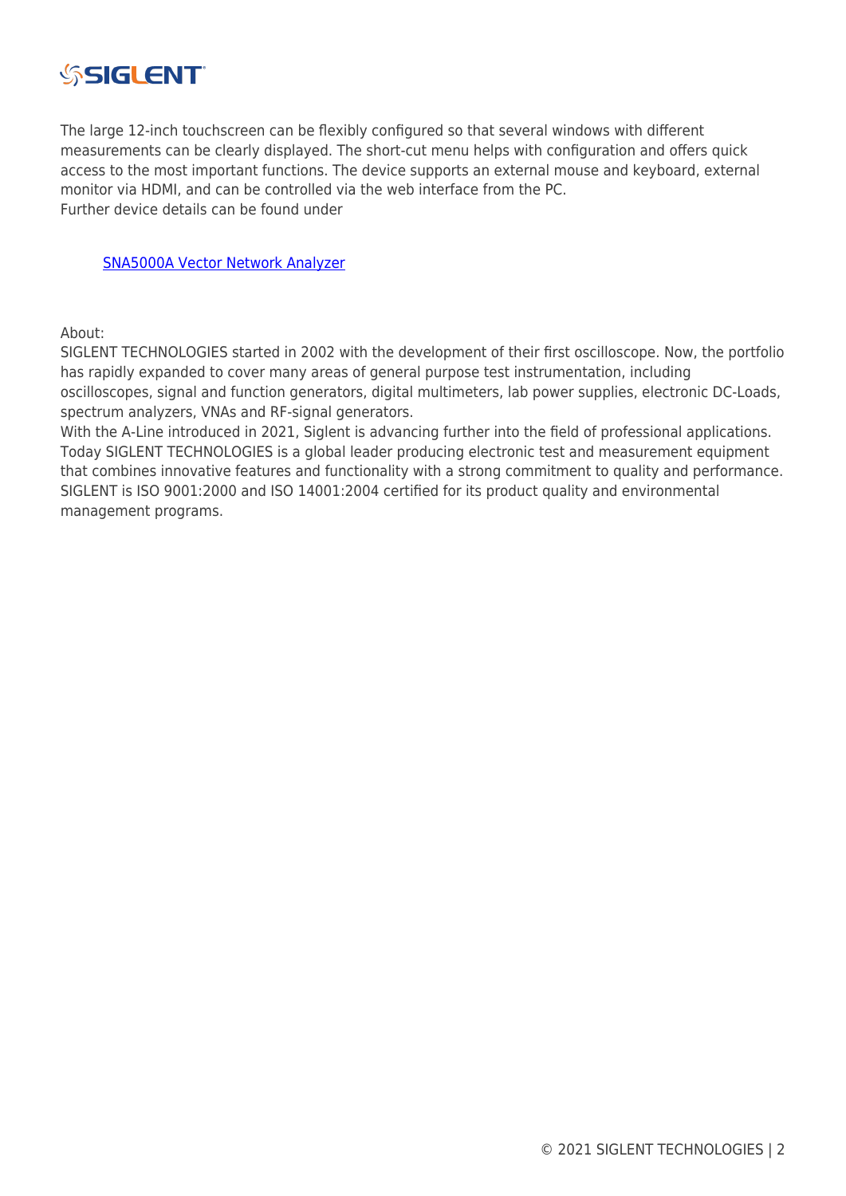The large 12-inch touchscreen can be flexibly configured so that several windows with different measurements can be clearly displayed. The short-cut menu helps with configuration and offers quick access to the most important functions. The device supports an external mouse and keyboard, external monitor via HDMI, and can be controlled via the web interface from the PC.
Further device details can be found under

SNA5000A Vector Network Analyzer

About:
SIGLENT TECHNOLOGIES started in 2002 with the development of their first oscilloscope. Now, the portfolio has rapidly expanded to cover many areas of general purpose test instrumentation, including oscilloscopes, signal and function generators, digital multimeters, lab power supplies, electronic DC-Loads, spectrum analyzers, VNAs and RF-signal generators.
With the A-Line introduced in 2021, Siglent is advancing further into the field of professional applications. Today SIGLENT TECHNOLOGIES is a global leader producing electronic test and measurement equipment that combines innovative features and functionality with a strong commitment to quality and performance. SIGLENT is ISO 9001:2000 and ISO 14001:2004 certified for its product quality and environmental management programs.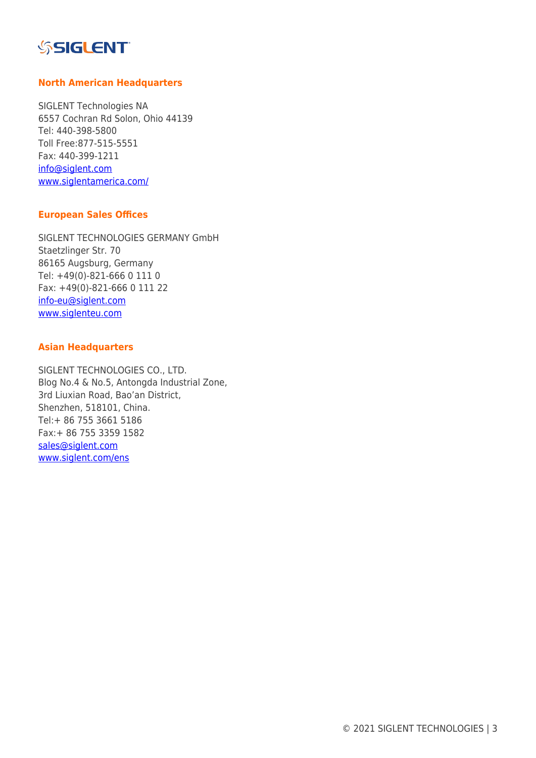### North American Headquarters

SIGLENT Technologies NA
6557 Cochran Rd Solon, Ohio 44139
Tel: 440-398-5800
Toll Free:877-515-5551
Fax: 440-399-1211
info@siglent.com
www.siglentamerica.com/

### European Sales Offices

SIGLENT TECHNOLOGIES GERMANY GmbH
Staetzlinger Str. 70
86165 Augsburg, Germany
Tel: +49(0)-821-666 0 111 0
Fax: +49(0)-821-666 0 111 22
info-eu@siglent.com
www.siglenteu.com

### Asian Headquarters

SIGLENT TECHNOLOGIES CO., LTD.
Blog No.4 & No.5, Antongda Industrial Zone,
3rd Liuxian Road, Bao'an District,
Shenzhen, 518101, China.
Tel:+ 86 755 3661 5186
Fax:+ 86 755 3359 1582
sales@siglent.com
www.siglent.com/ens